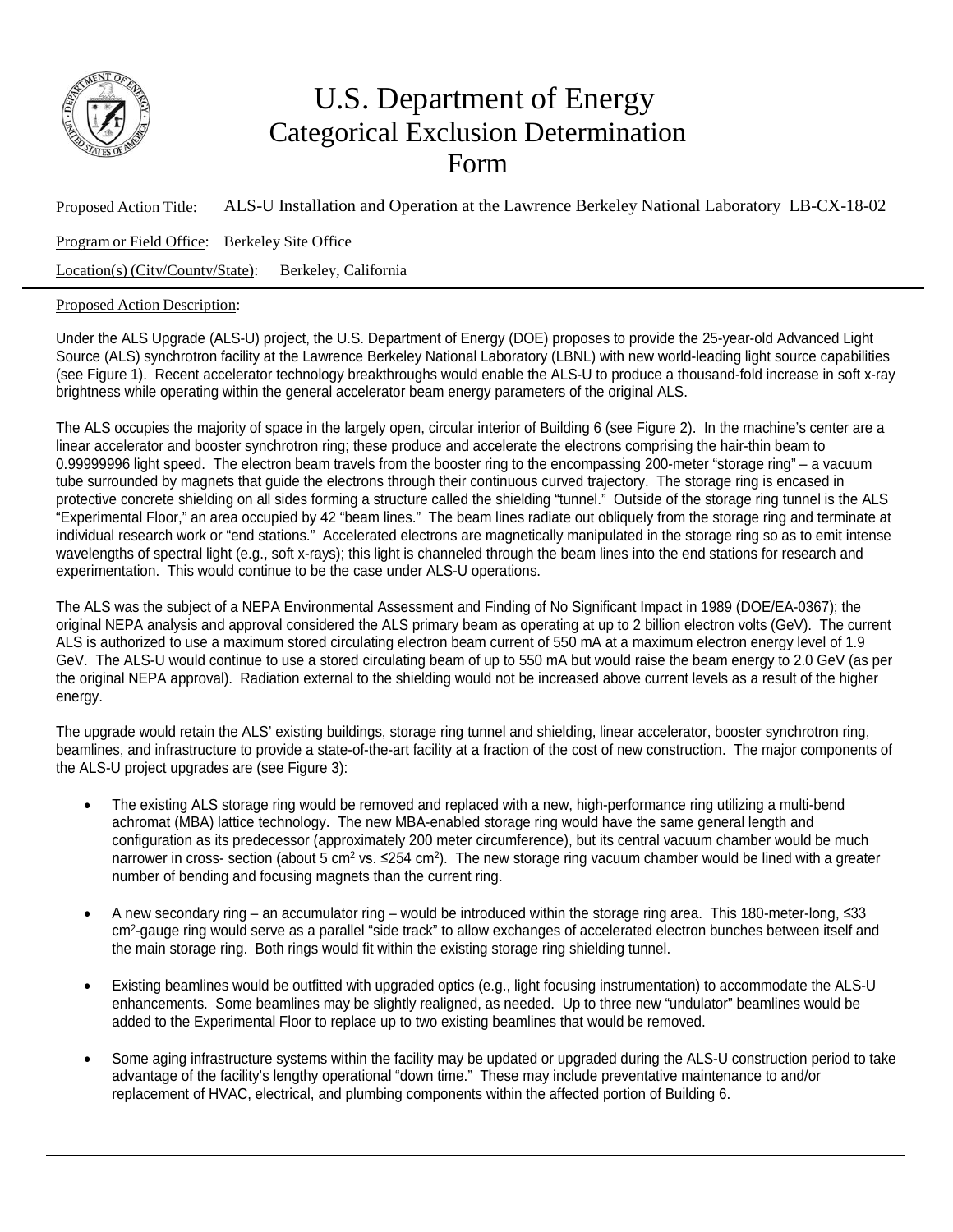# U.S. Department of Energy
## Categorical Exclusion Determination Form

Proposed Action Title: ALS-U Installation and Operation at the Lawrence Berkeley National Laboratory LB-CX-18-02

Program or Field Office: Berkeley Site Office

Location(s) (City/County/State): Berkeley, California

Proposed Action Description:

Under the ALS Upgrade (ALS-U) project, the U.S. Department of Energy (DOE) proposes to provide the 25-year-old Advanced Light Source (ALS) synchrotron facility at the Lawrence Berkeley National Laboratory (LBNL) with new world-leading light source capabilities (see Figure 1). Recent accelerator technology breakthroughs would enable the ALS-U to produce a thousand-fold increase in soft x-ray brightness while operating within the general accelerator beam energy parameters of the original ALS.

The ALS occupies the majority of space in the largely open, circular interior of Building 6 (see Figure 2). In the machine's center are a linear accelerator and booster synchrotron ring; these produce and accelerate the electrons comprising the hair-thin beam to 0.99999996 light speed. The electron beam travels from the booster ring to the encompassing 200-meter "storage ring" – a vacuum tube surrounded by magnets that guide the electrons through their continuous curved trajectory. The storage ring is encased in protective concrete shielding on all sides forming a structure called the shielding "tunnel." Outside of the storage ring tunnel is the ALS "Experimental Floor," an area occupied by 42 "beam lines." The beam lines radiate out obliquely from the storage ring and terminate at individual research work or "end stations." Accelerated electrons are magnetically manipulated in the storage ring so as to emit intense wavelengths of spectral light (e.g., soft x-rays); this light is channeled through the beam lines into the end stations for research and experimentation. This would continue to be the case under ALS-U operations.

The ALS was the subject of a NEPA Environmental Assessment and Finding of No Significant Impact in 1989 (DOE/EA-0367); the original NEPA analysis and approval considered the ALS primary beam as operating at up to 2 billion electron volts (GeV). The current ALS is authorized to use a maximum stored circulating electron beam current of 550 mA at a maximum electron energy level of 1.9 GeV. The ALS-U would continue to use a stored circulating beam of up to 550 mA but would raise the beam energy to 2.0 GeV (as per the original NEPA approval). Radiation external to the shielding would not be increased above current levels as a result of the higher energy.

The upgrade would retain the ALS' existing buildings, storage ring tunnel and shielding, linear accelerator, booster synchrotron ring, beamlines, and infrastructure to provide a state-of-the-art facility at a fraction of the cost of new construction. The major components of the ALS-U project upgrades are (see Figure 3):

- The existing ALS storage ring would be removed and replaced with a new, high-performance ring utilizing a multi-bend achromat (MBA) lattice technology. The new MBA-enabled storage ring would have the same general length and configuration as its predecessor (approximately 200 meter circumference), but its central vacuum chamber would be much narrower in cross- section (about 5 $cm^2$ vs. ≤254 $cm^2$). The new storage ring vacuum chamber would be lined with a greater number of bending and focusing magnets than the current ring.

- A new secondary ring – an accumulator ring – would be introduced within the storage ring area. This 180-meter-long, ≤33 $cm^2$-gauge ring would serve as a parallel "side track" to allow exchanges of accelerated electron bunches between itself and the main storage ring. Both rings would fit within the existing storage ring shielding tunnel.

- Existing beamlines would be outfitted with upgraded optics (e.g., light focusing instrumentation) to accommodate the ALS-U enhancements. Some beamlines may be slightly realigned, as needed. Up to three new "undulator" beamlines would be added to the Experimental Floor to replace up to two existing beamlines that would be removed.

- Some aging infrastructure systems within the facility may be updated or upgraded during the ALS-U construction period to take advantage of the facility's lengthy operational "down time." These may include preventative maintenance to and/or replacement of HVAC, electrical, and plumbing components within the affected portion of Building 6.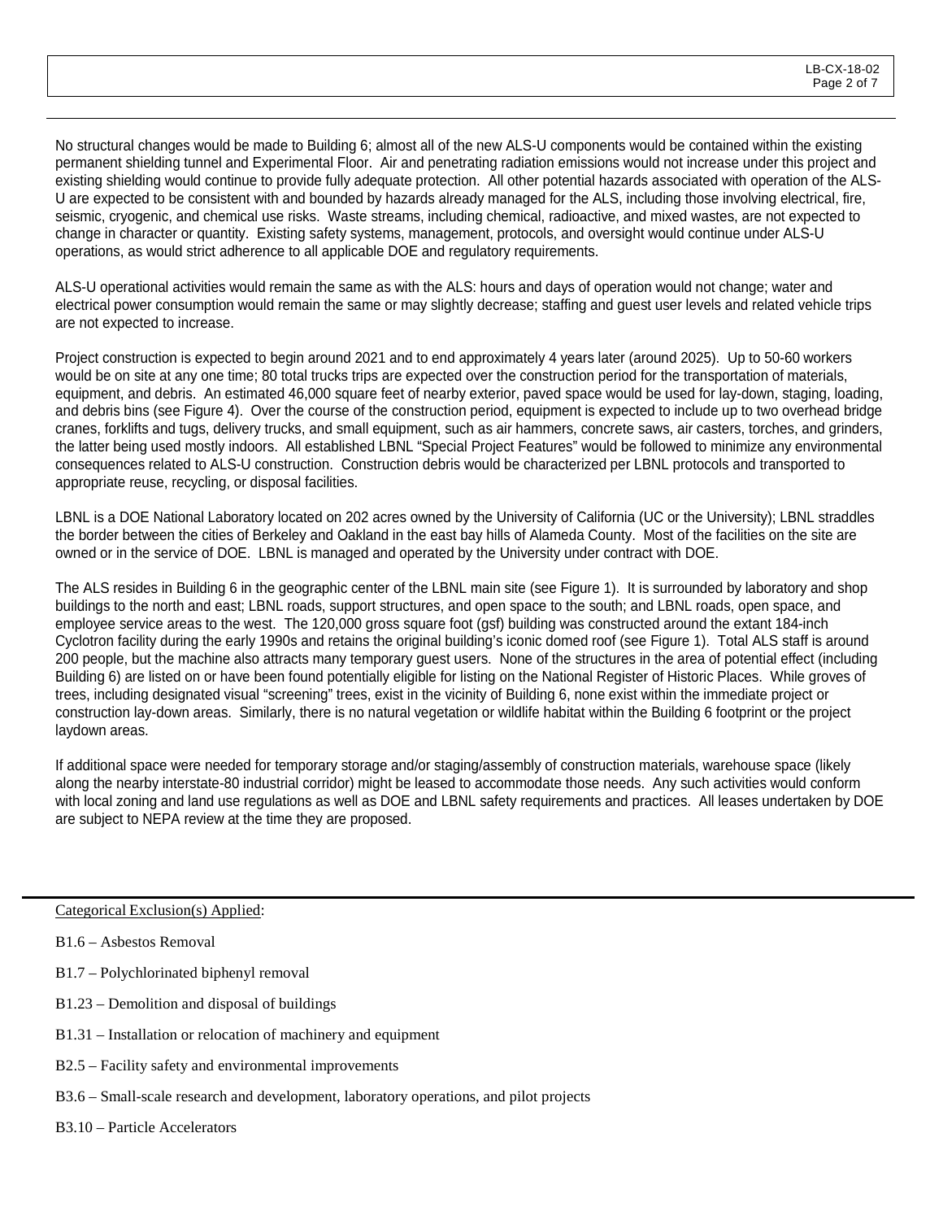No structural changes would be made to Building 6; almost all of the new ALS-U components would be contained within the existing permanent shielding tunnel and Experimental Floor. Air and penetrating radiation emissions would not increase under this project and existing shielding would continue to provide fully adequate protection. All other potential hazards associated with operation of the ALS-U are expected to be consistent with and bounded by hazards already managed for the ALS, including those involving electrical, fire, seismic, cryogenic, and chemical use risks. Waste streams, including chemical, radioactive, and mixed wastes, are not expected to change in character or quantity. Existing safety systems, management, protocols, and oversight would continue under ALS-U operations, as would strict adherence to all applicable DOE and regulatory requirements.

ALS-U operational activities would remain the same as with the ALS: hours and days of operation would not change; water and electrical power consumption would remain the same or may slightly decrease; staffing and guest user levels and related vehicle trips are not expected to increase.

Project construction is expected to begin around 2021 and to end approximately 4 years later (around 2025). Up to 50-60 workers would be on site at any one time; 80 total trucks trips are expected over the construction period for the transportation of materials, equipment, and debris. An estimated 46,000 square feet of nearby exterior, paved space would be used for lay-down, staging, loading, and debris bins (see Figure 4). Over the course of the construction period, equipment is expected to include up to two overhead bridge cranes, forklifts and tugs, delivery trucks, and small equipment, such as air hammers, concrete saws, air casters, torches, and grinders, the latter being used mostly indoors. All established LBNL "Special Project Features" would be followed to minimize any environmental consequences related to ALS-U construction. Construction debris would be characterized per LBNL protocols and transported to appropriate reuse, recycling, or disposal facilities.

LBNL is a DOE National Laboratory located on 202 acres owned by the University of California (UC or the University); LBNL straddles the border between the cities of Berkeley and Oakland in the east bay hills of Alameda County. Most of the facilities on the site are owned or in the service of DOE. LBNL is managed and operated by the University under contract with DOE.

The ALS resides in Building 6 in the geographic center of the LBNL main site (see Figure 1). It is surrounded by laboratory and shop buildings to the north and east; LBNL roads, support structures, and open space to the south; and LBNL roads, open space, and employee service areas to the west. The 120,000 gross square foot (gsf) building was constructed around the extant 184-inch Cyclotron facility during the early 1990s and retains the original building's iconic domed roof (see Figure 1). Total ALS staff is around 200 people, but the machine also attracts many temporary guest users. None of the structures in the area of potential effect (including Building 6) are listed on or have been found potentially eligible for listing on the National Register of Historic Places. While groves of trees, including designated visual "screening" trees, exist in the vicinity of Building 6, none exist within the immediate project or construction lay-down areas. Similarly, there is no natural vegetation or wildlife habitat within the Building 6 footprint or the project laydown areas.

If additional space were needed for temporary storage and/or staging/assembly of construction materials, warehouse space (likely along the nearby interstate-80 industrial corridor) might be leased to accommodate those needs. Any such activities would conform with local zoning and land use regulations as well as DOE and LBNL safety requirements and practices. All leases undertaken by DOE are subject to NEPA review at the time they are proposed.

Categorical Exclusion(s) Applied:

B1.6 – Asbestos Removal

B1.7 – Polychlorinated biphenyl removal

B1.23 – Demolition and disposal of buildings

B1.31 – Installation or relocation of machinery and equipment

B2.5 – Facility safety and environmental improvements

B3.6 – Small-scale research and development, laboratory operations, and pilot projects

B3.10 – Particle Accelerators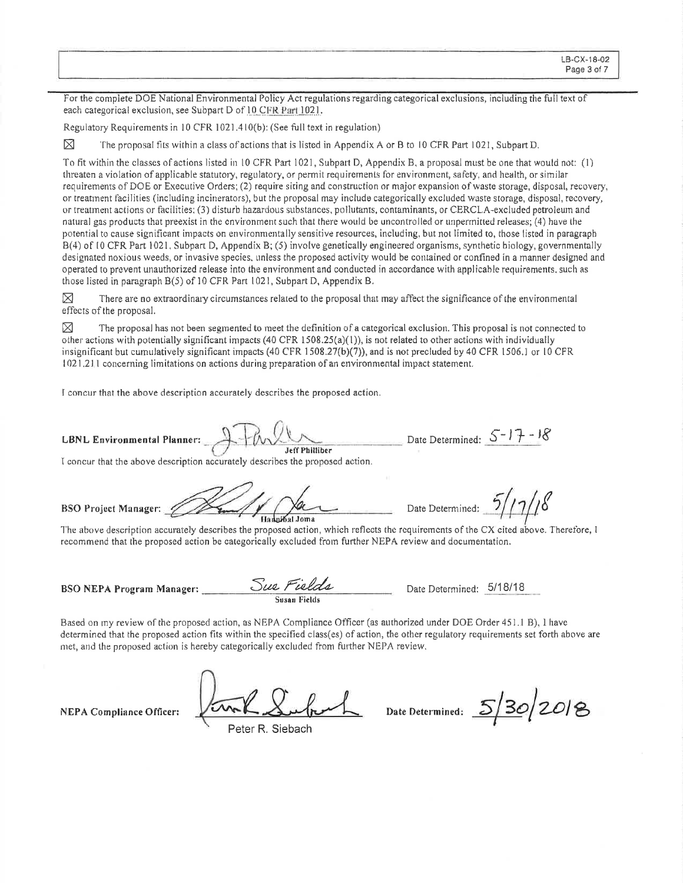For the complete DOE National Environmental Policy Act regulations regarding categorical exclusions, including the full text of each categorical exclusion, see Subpart D of 10 CFR Part 1021.

Regulatory Requirements in 10 CFR 1021.410(b): (See full text in regulation)

☒ The proposal fits within a class of actions that is listed in Appendix A or B to 10 CFR Part 1021, Subpart D.

To fit within the classes of actions listed in 10 CFR Part 1021, Subpart D, Appendix B, a proposal must be one that would not: (1) threaten a violation of applicable statutory, regulatory, or permit requirements for environment, safety, and health, or similar requirements of DOE or Executive Orders; (2) require siting and construction or major expansion of waste storage, disposal, recovery, or treatment facilities (including incinerators), but the proposal may include categorically excluded waste storage, disposal, recovery, or treatment actions or facilities; (3) disturb hazardous substances, pollutants, contaminants, or CERCLA-excluded petroleum and natural gas products that preexist in the environment such that there would be uncontrolled or unpermitted releases; (4) have the potential to cause significant impacts on environmentally sensitive resources, including, but not limited to, those listed in paragraph B(4) of 10 CFR Part 1021, Subpart D, Appendix B; (5) involve genetically engineered organisms, synthetic biology, governmentally designated noxious weeds, or invasive species, unless the proposed activity would be contained or confined in a manner designed and operated to prevent unauthorized release into the environment and conducted in accordance with applicable requirements, such as those listed in paragraph B(5) of 10 CFR Part 1021, Subpart D, Appendix B.

☒ There are no extraordinary circumstances related to the proposal that may affect the significance of the environmental effects of the proposal.

☒ The proposal has not been segmented to meet the definition of a categorical exclusion. This proposal is not connected to other actions with potentially significant impacts (40 CFR 1508.25(a)(1)), is not related to other actions with individually insignificant but cumulatively significant impacts (40 CFR 1508.27(b)(7)), and is not precluded by 40 CFR 1506.1 or 10 CFR 1021.211 concerning limitations on actions during preparation of an environmental impact statement.

I concur that the above description accurately describes the proposed action.

**LBNL Environmental Planner:** [signature] Jeff Philliber Date Determined: 5-17-18

I concur that the above description accurately describes the proposed action.

**BSO Project Manager:** [signature] Hannibal Joma Date Determined: 5/17/18

The above description accurately describes the proposed action, which reflects the requirements of the CX cited above. Therefore, I recommend that the proposed action be categorically excluded from further NEPA review and documentation.

**BSO NEPA Program Manager:** Sue Fields — Susan Fields Date Determined: 5/18/18

Based on my review of the proposed action, as NEPA Compliance Officer (as authorized under DOE Order 451.1 B), I have determined that the proposed action fits within the specified class(es) of action, the other regulatory requirements set forth above are met, and the proposed action is hereby categorically excluded from further NEPA review.

**NEPA Compliance Officer:** [signature] Peter R. Siebach **Date Determined:** 5/30/2018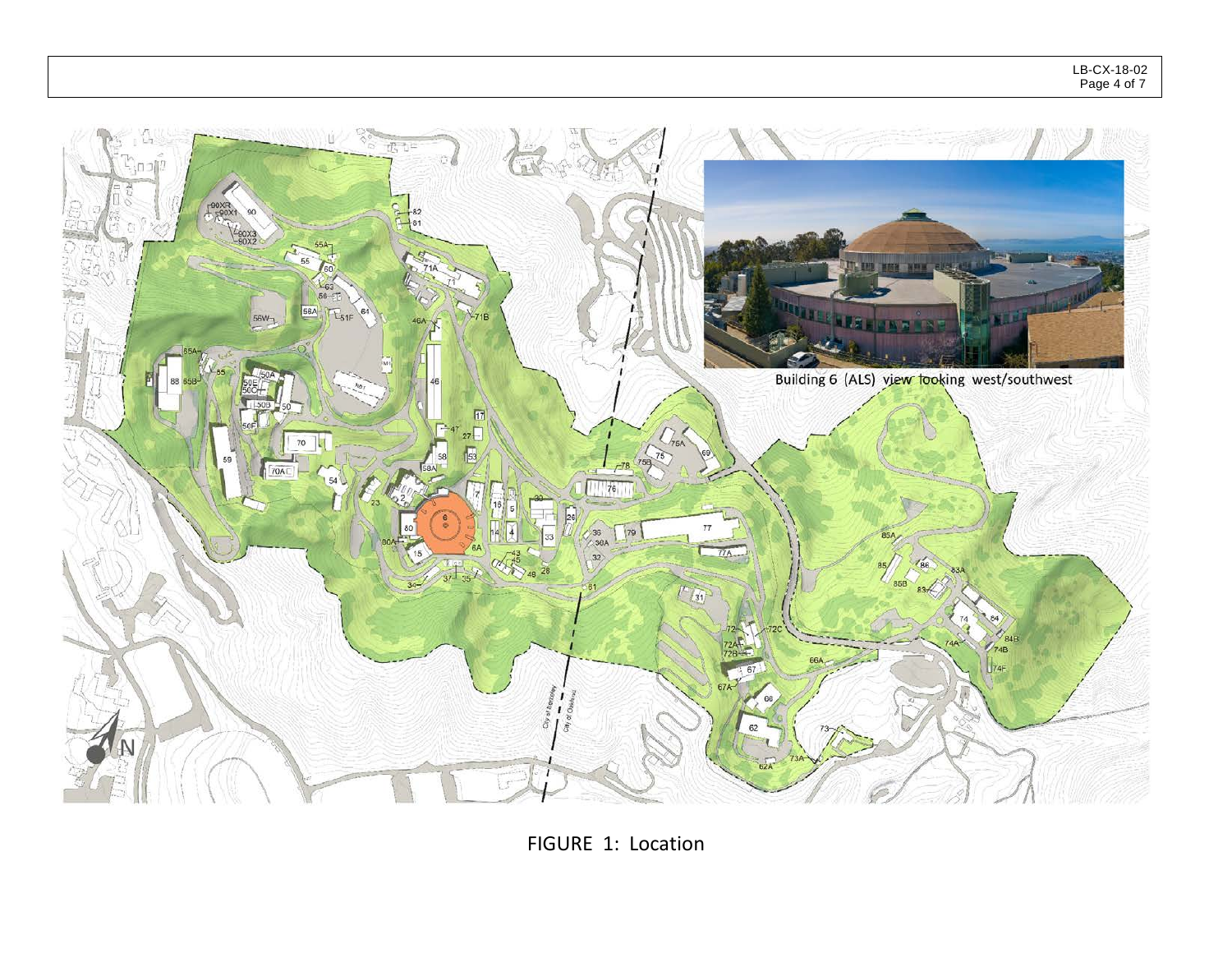Building 6 (ALS) view looking west/southwest

FIGURE 1: Location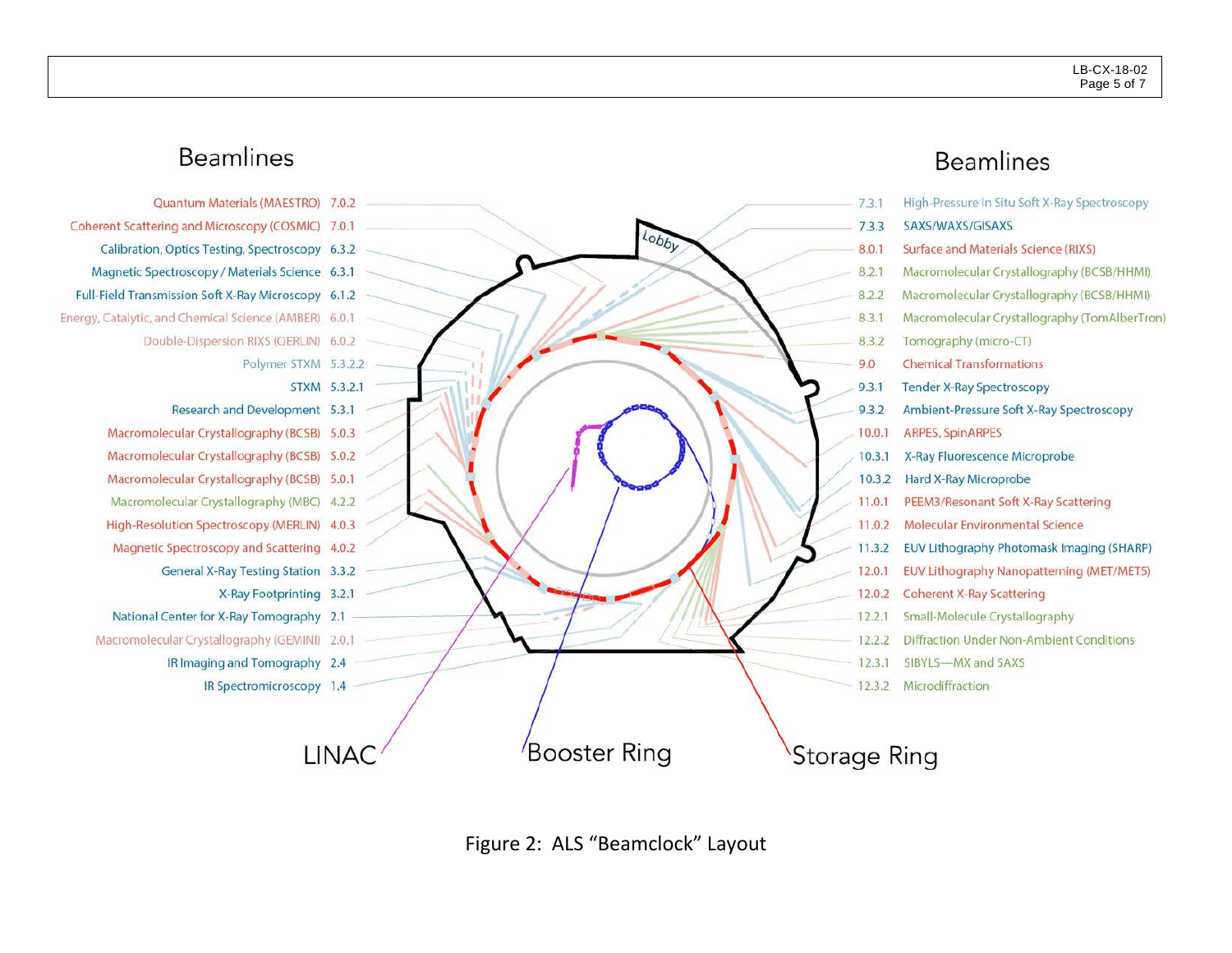## Beamlines

| Beamline | Name |
| --- | --- |
| 7.0.2 | Quantum Materials (MAESTRO) |
| 7.0.1 | Coherent Scattering and Microscopy (COSMIC) |
| 6.3.2 | Calibration, Optics Testing, Spectroscopy |
| 6.3.1 | Magnetic Spectroscopy / Materials Science |
| 6.1.2 | Full-Field Transmission Soft X-Ray Microscopy |
| 6.0.1 | Energy, Catalytic, and Chemical Science (AMBER) |
| 6.0.2 | Double-Dispersion RIXS (QERLIN) |
| 5.3.2.2 | Polymer STXM |
| 5.3.2.1 | STXM |
| 5.3.1 | Research and Development |
| 5.0.3 | Macromolecular Crystallography (BCSB) |
| 5.0.2 | Macromolecular Crystallography (BCSB) |
| 5.0.1 | Macromolecular Crystallography (BCSB) |
| 4.2.2 | Macromolecular Crystallography (MBC) |
| 4.0.3 | High-Resolution Spectroscopy (MERLIN) |
| 4.0.2 | Magnetic Spectroscopy and Scattering |
| 3.3.2 | General X-Ray Testing Station |
| 3.2.1 | X-Ray Footprinting |
| 2.1 | National Center for X-Ray Tomography |
| 2.0.1 | Macromolecular Crystallography (GEMINI) |
| 2.4 | IR Imaging and Tomography |
| 1.4 | IR Spectromicroscopy |

## Beamlines

| Beamline | Name |
| --- | --- |
| 7.3.1 | High-Pressure In Situ Soft X-Ray Spectroscopy |
| 7.3.3 | SAXS/WAXS/GISAXS |
| 8.0.1 | Surface and Materials Science (RIXS) |
| 8.2.1 | Macromolecular Crystallography (BCSB/HHMI) |
| 8.2.2 | Macromolecular Crystallography (BCSB/HHMI) |
| 8.3.1 | Macromolecular Crystallography (TomAlberTron) |
| 8.3.2 | Tomography (micro-CT) |
| 9.0 | Chemical Transformations |
| 9.3.1 | Tender X-Ray Spectroscopy |
| 9.3.2 | Ambient-Pressure Soft X-Ray Spectroscopy |
| 10.0.1 | ARPES, SpinARPES |
| 10.3.1 | X-Ray Fluorescence Microprobe |
| 10.3.2 | Hard X-Ray Microprobe |
| 11.0.1 | PEEM3/Resonant Soft X-Ray Scattering |
| 11.0.2 | Molecular Environmental Science |
| 11.3.2 | EUV Lithography Photomask Imaging (SHARP) |
| 12.0.1 | EUV Lithography Nanopatterning (MET/MET5) |
| 12.0.2 | Coherent X-Ray Scattering |
| 12.2.1 | Small-Molecule Crystallography |
| 12.2.2 | Diffraction Under Non-Ambient Conditions |
| 12.3.1 | SIBYLS—MX and SAXS |
| 12.3.2 | Microdiffraction |

Lobby

LINAC — Booster Ring — Storage Ring

Figure 2: ALS "Beamclock" Layout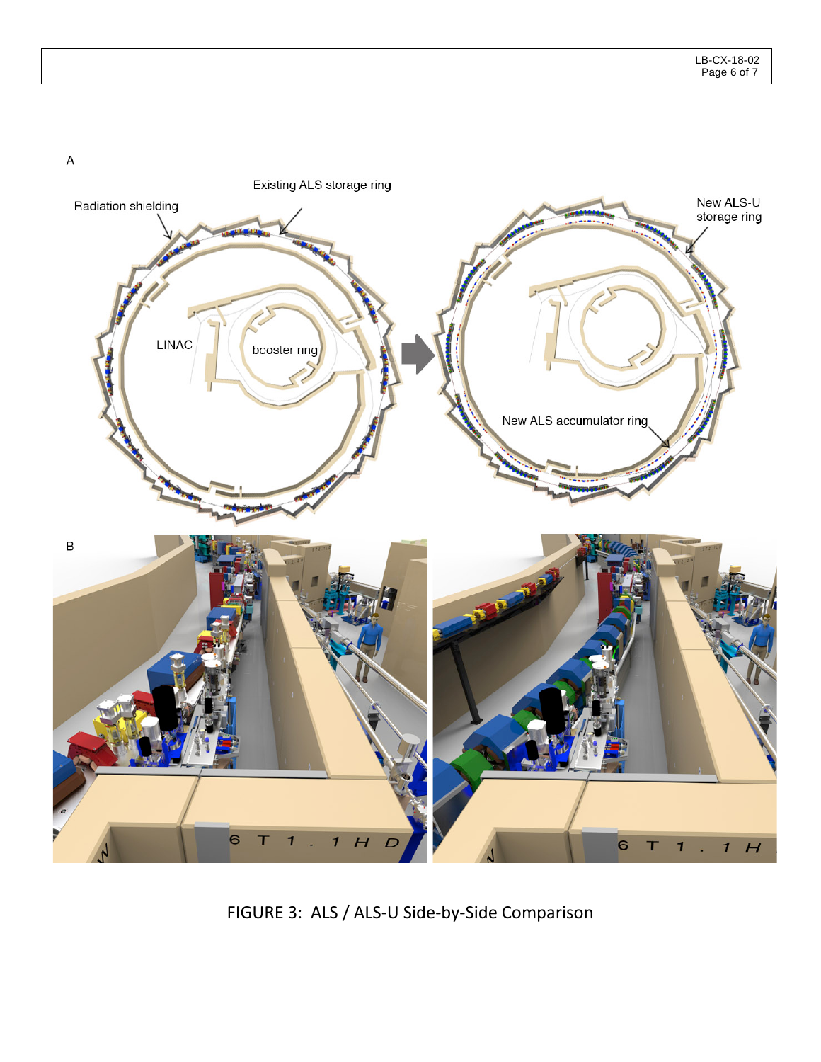FIGURE 3: ALS / ALS-U Side-by-Side Comparison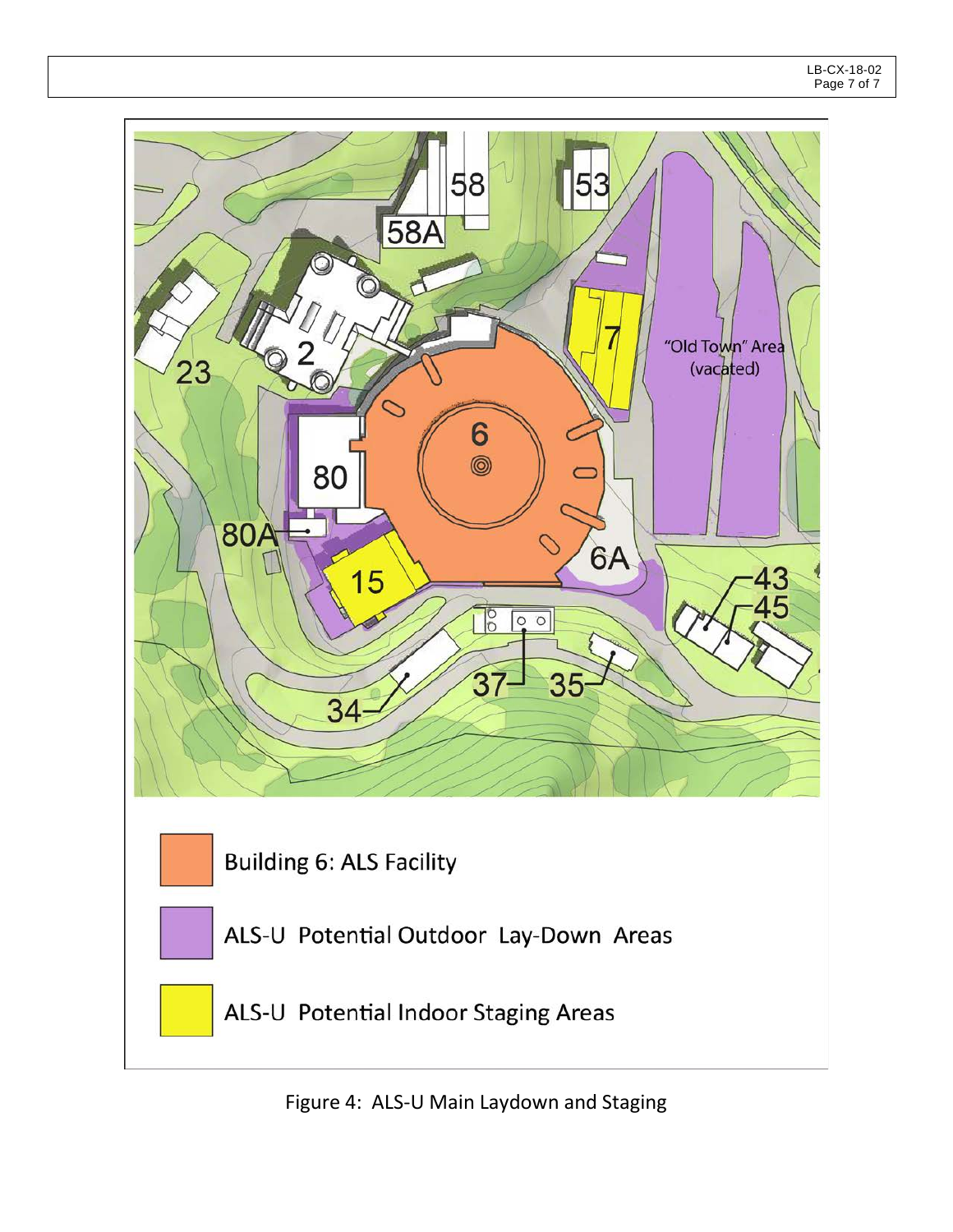2
6
7
15
23
34
35
37
43
45
53
58
58A
6A
80
80A
"Old Town" Area (vacated)

Building 6: ALS Facility

ALS-U Potential Outdoor Lay-Down Areas

ALS-U Potential Indoor Staging Areas

Figure 4: ALS-U Main Laydown and Staging